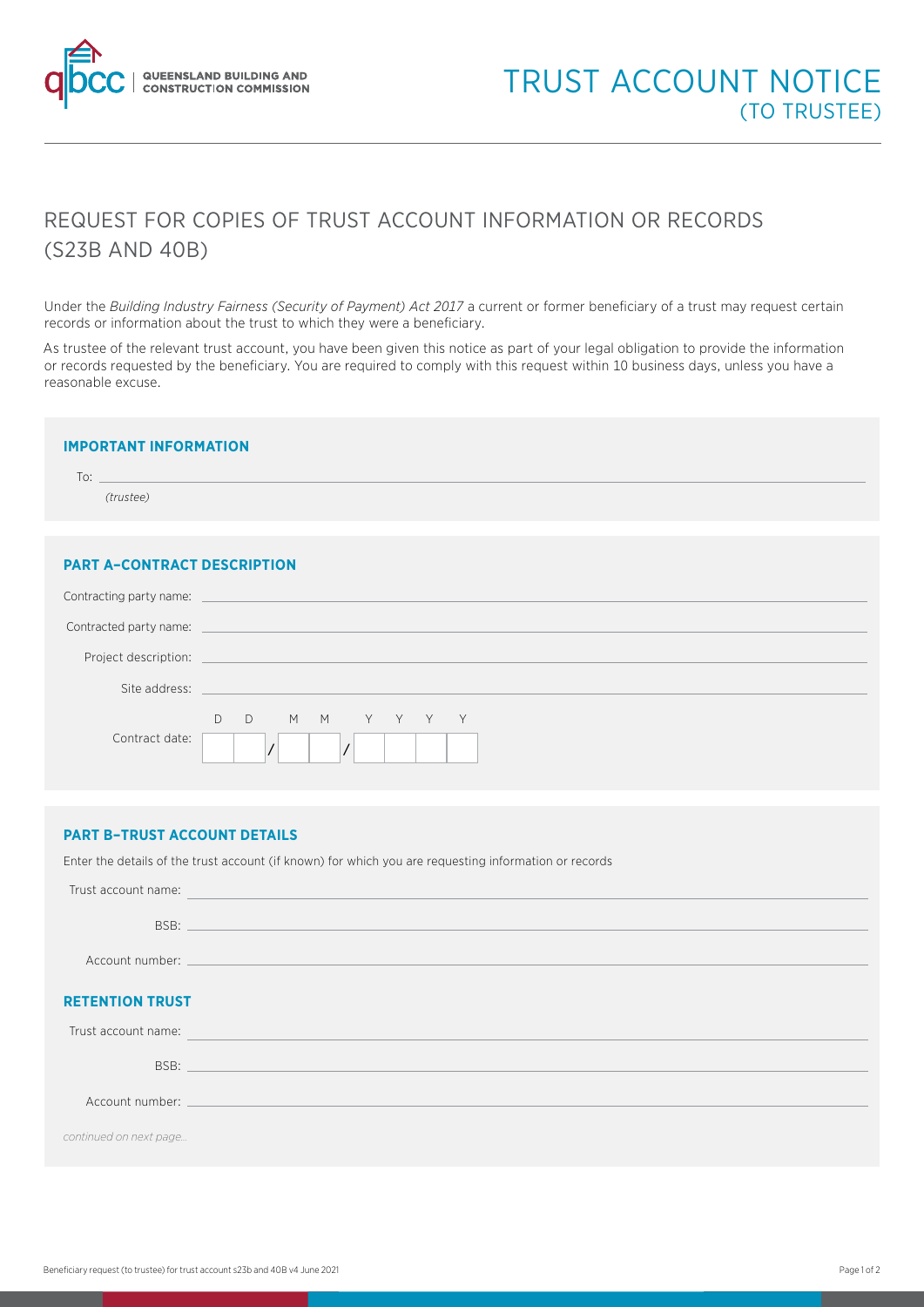QUEENSLAND BUILDING AND CONSTRUCTION COMMISSION

# TRUST ACCOUNT NOTICE (TO TRUSTEE)

## REQUEST FOR COPIES OF TRUST ACCOUNT INFORMATION OR RECORDS (S23B AND 40B)

Under the *Building Industry Fairness (Security of Payment) Act 2017* a current or former beneficiary of a trust may request certain records or information about the trust to which they were a beneficiary.

As trustee of the relevant trust account, you have been given this notice as part of your legal obligation to provide the information or records requested by the beneficiary. You are required to comply with this request within 10 business days, unless you have a reasonable excuse.

### IMPORTANT INFORMATION

To: ______________________________
*(trustee)*

### PART A–CONTRACT DESCRIPTION

Contracting party name: ______________________________

Contracted party name: ______________________________

Project description: ______________________________

Site address: ______________________________

Contract date: D D / M M / Y Y Y Y

### PART B–TRUST ACCOUNT DETAILS

Enter the details of the trust account (if known) for which you are requesting information or records

Trust account name: ______________________________

BSB: ______________________________

Account number: ______________________________

### RETENTION TRUST

Trust account name: ______________________________

BSB: ______________________________

Account number: ______________________________

*continued on next page...*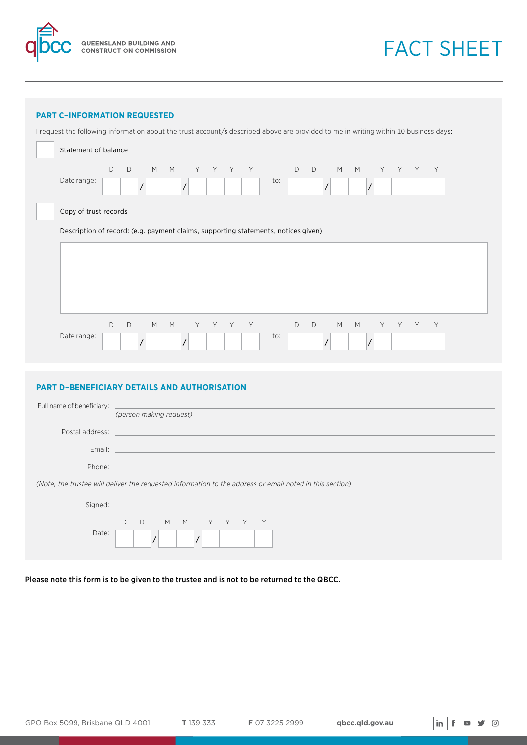## PART C–INFORMATION REQUESTED

I request the following information about the trust account/s described above are provided to me in writing within 10 business days:

☐ Statement of balance

Date range: DD / MM / YYYY to: DD / MM / YYYY

☐ Copy of trust records

Description of record: (e.g. payment claims, supporting statements, notices given)

Date range: DD / MM / YYYY to: DD / MM / YYYY

## PART D–BENEFICIARY DETAILS AND AUTHORISATION

Full name of beneficiary: ______________________
*(person making request)*

Postal address: ______________________

Email: ______________________

Phone: ______________________

*(Note, the trustee will deliver the requested information to the address or email noted in this section)*

Signed: ______________________

Date: DD / MM / YYYY

**Please note this form is to be given to the trustee and is not to be returned to the QBCC.**